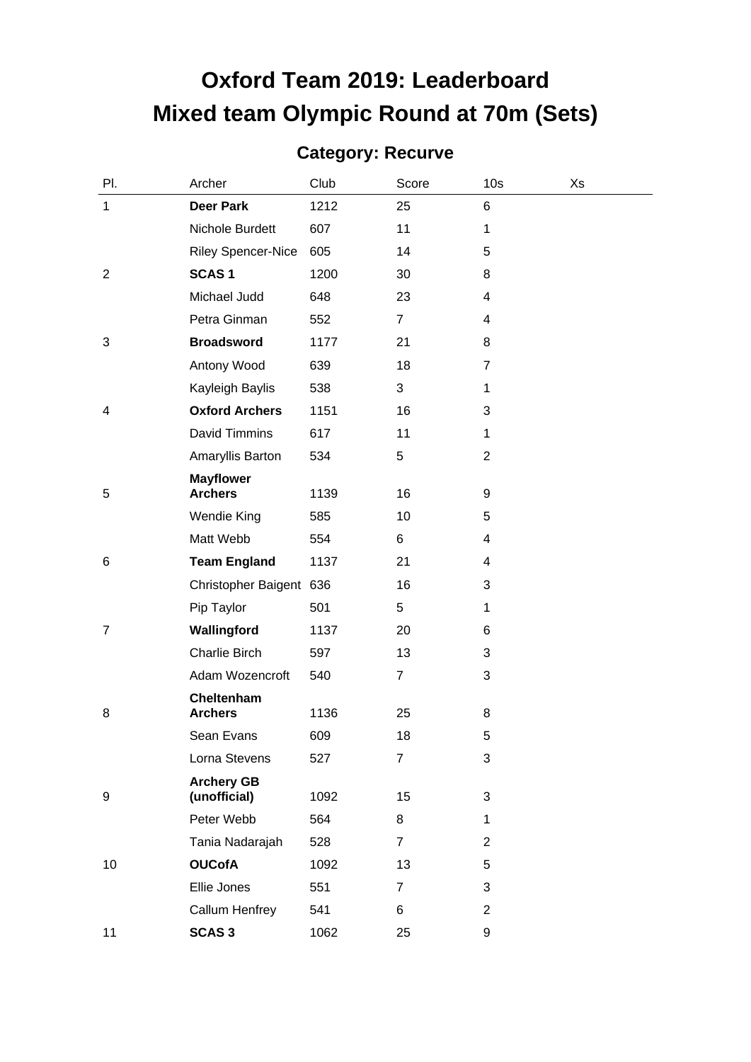# Oxford Team 2019: Leaderboard

# Mixed team Olympic Round at 70m (Sets)

## Category: Recurve

| Pl. | Archer | Club | Score | 10s | Xs |
|---|---|---|---|---|---|
| 1 | **Deer Park** | 1212 | 25 | 6 | |
| | Nichole Burdett | 607 | 11 | 1 | |
| | Riley Spencer-Nice | 605 | 14 | 5 | |
| 2 | **SCAS 1** | 1200 | 30 | 8 | |
| | Michael Judd | 648 | 23 | 4 | |
| | Petra Ginman | 552 | 7 | 4 | |
| 3 | **Broadsword** | 1177 | 21 | 8 | |
| | Antony Wood | 639 | 18 | 7 | |
| | Kayleigh Baylis | 538 | 3 | 1 | |
| 4 | **Oxford Archers** | 1151 | 16 | 3 | |
| | David Timmins | 617 | 11 | 1 | |
| | Amaryllis Barton | 534 | 5 | 2 | |
| 5 | **Mayflower Archers** | 1139 | 16 | 9 | |
| | Wendie King | 585 | 10 | 5 | |
| | Matt Webb | 554 | 6 | 4 | |
| 6 | **Team England** | 1137 | 21 | 4 | |
| | Christopher Baigent | 636 | 16 | 3 | |
| | Pip Taylor | 501 | 5 | 1 | |
| 7 | **Wallingford** | 1137 | 20 | 6 | |
| | Charlie Birch | 597 | 13 | 3 | |
| | Adam Wozencroft | 540 | 7 | 3 | |
| 8 | **Cheltenham Archers** | 1136 | 25 | 8 | |
| | Sean Evans | 609 | 18 | 5 | |
| | Lorna Stevens | 527 | 7 | 3 | |
| 9 | **Archery GB (unofficial)** | 1092 | 15 | 3 | |
| | Peter Webb | 564 | 8 | 1 | |
| | Tania Nadarajah | 528 | 7 | 2 | |
| 10 | **OUCofA** | 1092 | 13 | 5 | |
| | Ellie Jones | 551 | 7 | 3 | |
| | Callum Henfrey | 541 | 6 | 2 | |
| 11 | **SCAS 3** | 1062 | 25 | 9 | |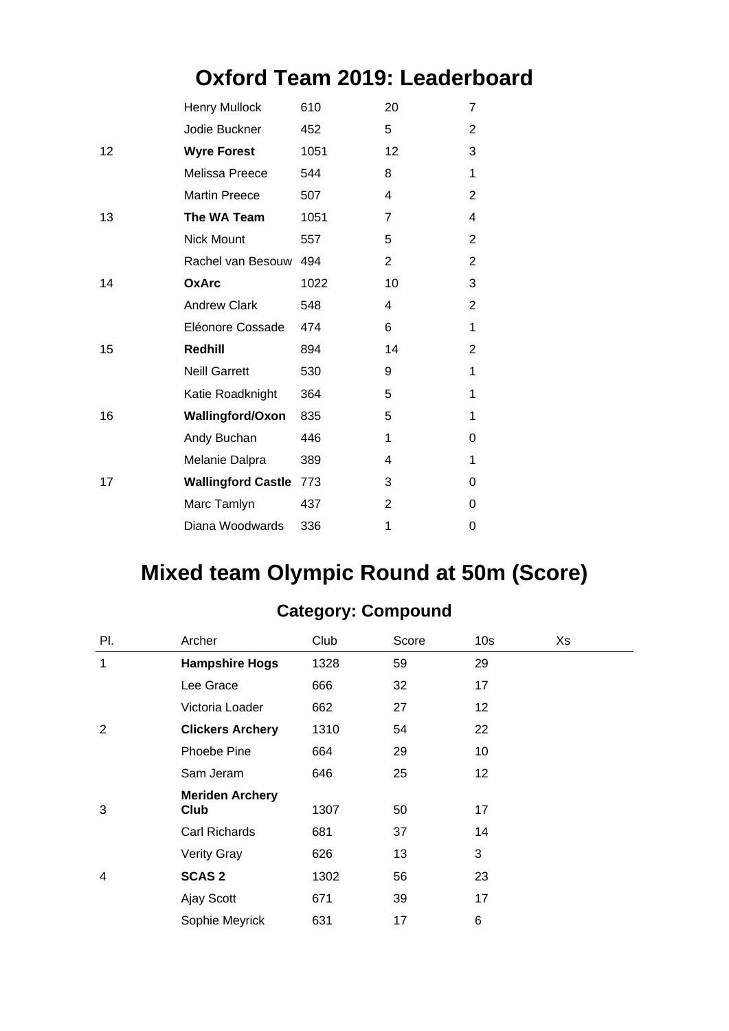# Oxford Team 2019: Leaderboard

| | | | | |
|---|---|---|---|---|
| | Henry Mullock | 610 | 20 | 7 |
| | Jodie Buckner | 452 | 5 | 2 |
| 12 | **Wyre Forest** | 1051 | 12 | 3 |
| | Melissa Preece | 544 | 8 | 1 |
| | Martin Preece | 507 | 4 | 2 |
| 13 | **The WA Team** | 1051 | 7 | 4 |
| | Nick Mount | 557 | 5 | 2 |
| | Rachel van Besouw | 494 | 2 | 2 |
| 14 | **OxArc** | 1022 | 10 | 3 |
| | Andrew Clark | 548 | 4 | 2 |
| | Eléonore Cossade | 474 | 6 | 1 |
| 15 | **Redhill** | 894 | 14 | 2 |
| | Neill Garrett | 530 | 9 | 1 |
| | Katie Roadknight | 364 | 5 | 1 |
| 16 | **Wallingford/Oxon** | 835 | 5 | 1 |
| | Andy Buchan | 446 | 1 | 0 |
| | Melanie Dalpra | 389 | 4 | 1 |
| 17 | **Wallingford Castle** | 773 | 3 | 0 |
| | Marc Tamlyn | 437 | 2 | 0 |
| | Diana Woodwards | 336 | 1 | 0 |

# Mixed team Olympic Round at 50m (Score)

## Category: Compound

| Pl. | Archer | Club | Score | 10s | Xs |
|---|---|---|---|---|---|
| 1 | **Hampshire Hogs** | 1328 | 59 | 29 | |
| | Lee Grace | 666 | 32 | 17 | |
| | Victoria Loader | 662 | 27 | 12 | |
| 2 | **Clickers Archery** | 1310 | 54 | 22 | |
| | Phoebe Pine | 664 | 29 | 10 | |
| | Sam Jeram | 646 | 25 | 12 | |
| 3 | **Meriden Archery Club** | 1307 | 50 | 17 | |
| | Carl Richards | 681 | 37 | 14 | |
| | Verity Gray | 626 | 13 | 3 | |
| 4 | **SCAS 2** | 1302 | 56 | 23 | |
| | Ajay Scott | 671 | 39 | 17 | |
| | Sophie Meyrick | 631 | 17 | 6 | |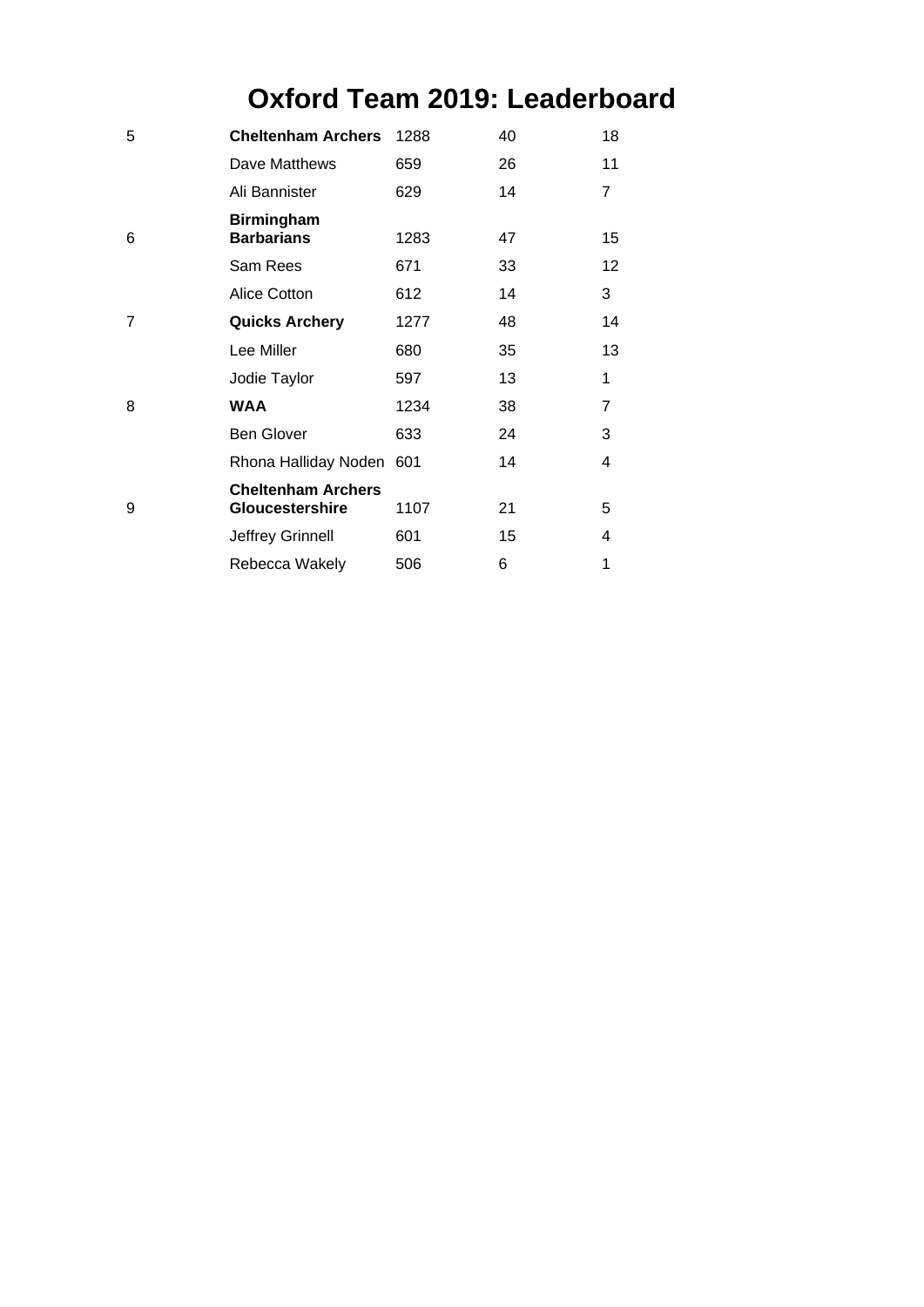# Oxford Team 2019: Leaderboard

| | | | | |
|---|---|---|---|---|
| 5 | **Cheltenham Archers** | 1288 | 40 | 18 |
| | Dave Matthews | 659 | 26 | 11 |
| | Ali Bannister | 629 | 14 | 7 |
| 6 | **Birmingham Barbarians** | 1283 | 47 | 15 |
| | Sam Rees | 671 | 33 | 12 |
| | Alice Cotton | 612 | 14 | 3 |
| 7 | **Quicks Archery** | 1277 | 48 | 14 |
| | Lee Miller | 680 | 35 | 13 |
| | Jodie Taylor | 597 | 13 | 1 |
| 8 | **WAA** | 1234 | 38 | 7 |
| | Ben Glover | 633 | 24 | 3 |
| | Rhona Halliday Noden | 601 | 14 | 4 |
| 9 | **Cheltenham Archers Gloucestershire** | 1107 | 21 | 5 |
| | Jeffrey Grinnell | 601 | 15 | 4 |
| | Rebecca Wakely | 506 | 6 | 1 |